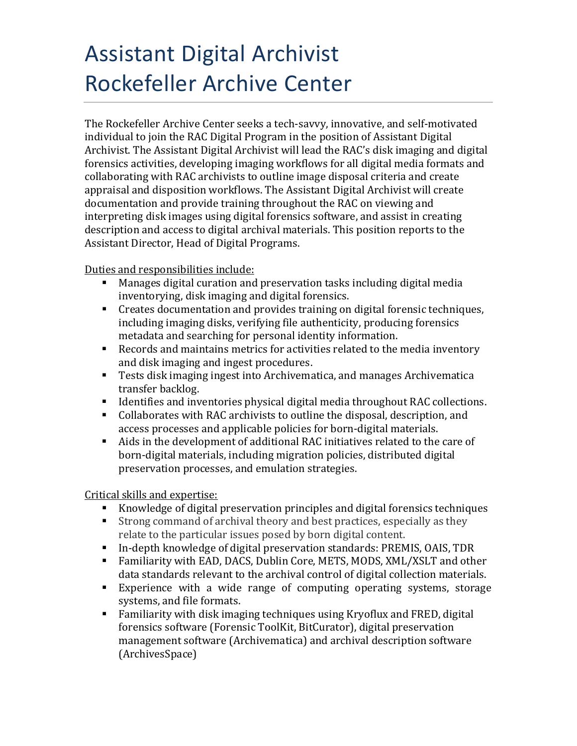# Assistant Digital Archivist
# Rockefeller Archive Center

The Rockefeller Archive Center seeks a tech-savvy, innovative, and self-motivated individual to join the RAC Digital Program in the position of Assistant Digital Archivist. The Assistant Digital Archivist will lead the RAC's disk imaging and digital forensics activities, developing imaging workflows for all digital media formats and collaborating with RAC archivists to outline image disposal criteria and create appraisal and disposition workflows. The Assistant Digital Archivist will create documentation and provide training throughout the RAC on viewing and interpreting disk images using digital forensics software, and assist in creating description and access to digital archival materials. This position reports to the Assistant Director, Head of Digital Programs.

Duties and responsibilities include:

- Manages digital curation and preservation tasks including digital media inventorying, disk imaging and digital forensics.
- Creates documentation and provides training on digital forensic techniques, including imaging disks, verifying file authenticity, producing forensics metadata and searching for personal identity information.
- Records and maintains metrics for activities related to the media inventory and disk imaging and ingest procedures.
- Tests disk imaging ingest into Archivematica, and manages Archivematica transfer backlog.
- Identifies and inventories physical digital media throughout RAC collections.
- Collaborates with RAC archivists to outline the disposal, description, and access processes and applicable policies for born-digital materials.
- Aids in the development of additional RAC initiatives related to the care of born-digital materials, including migration policies, distributed digital preservation processes, and emulation strategies.

Critical skills and expertise:

- Knowledge of digital preservation principles and digital forensics techniques
- Strong command of archival theory and best practices, especially as they relate to the particular issues posed by born digital content.
- In-depth knowledge of digital preservation standards: PREMIS, OAIS, TDR
- Familiarity with EAD, DACS, Dublin Core, METS, MODS, XML/XSLT and other data standards relevant to the archival control of digital collection materials.
- Experience with a wide range of computing operating systems, storage systems, and file formats.
- Familiarity with disk imaging techniques using Kryoflux and FRED, digital forensics software (Forensic ToolKit, BitCurator), digital preservation management software (Archivematica) and archival description software (ArchivesSpace)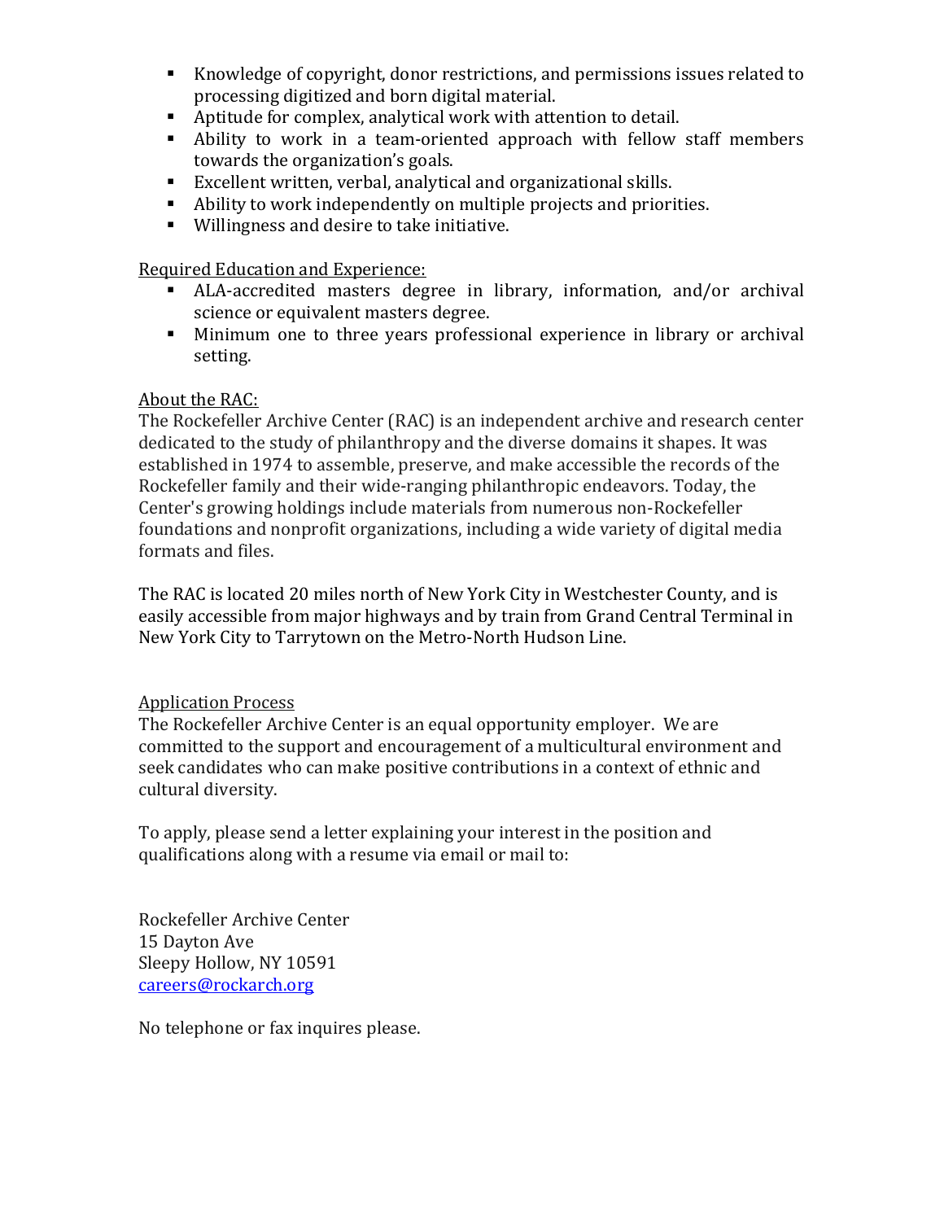- Knowledge of copyright, donor restrictions, and permissions issues related to processing digitized and born digital material.
- Aptitude for complex, analytical work with attention to detail.
- Ability to work in a team-oriented approach with fellow staff members towards the organization's goals.
- Excellent written, verbal, analytical and organizational skills.
- Ability to work independently on multiple projects and priorities.
- Willingness and desire to take initiative.

Required Education and Experience:

- ALA-accredited masters degree in library, information, and/or archival science or equivalent masters degree.
- Minimum one to three years professional experience in library or archival setting.

About the RAC:

The Rockefeller Archive Center (RAC) is an independent archive and research center dedicated to the study of philanthropy and the diverse domains it shapes. It was established in 1974 to assemble, preserve, and make accessible the records of the Rockefeller family and their wide-ranging philanthropic endeavors. Today, the Center's growing holdings include materials from numerous non-Rockefeller foundations and nonprofit organizations, including a wide variety of digital media formats and files.

The RAC is located 20 miles north of New York City in Westchester County, and is easily accessible from major highways and by train from Grand Central Terminal in New York City to Tarrytown on the Metro-North Hudson Line.

Application Process

The Rockefeller Archive Center is an equal opportunity employer. We are committed to the support and encouragement of a multicultural environment and seek candidates who can make positive contributions in a context of ethnic and cultural diversity.

To apply, please send a letter explaining your interest in the position and qualifications along with a resume via email or mail to:

Rockefeller Archive Center
15 Dayton Ave
Sleepy Hollow, NY 10591
careers@rockarch.org

No telephone or fax inquires please.